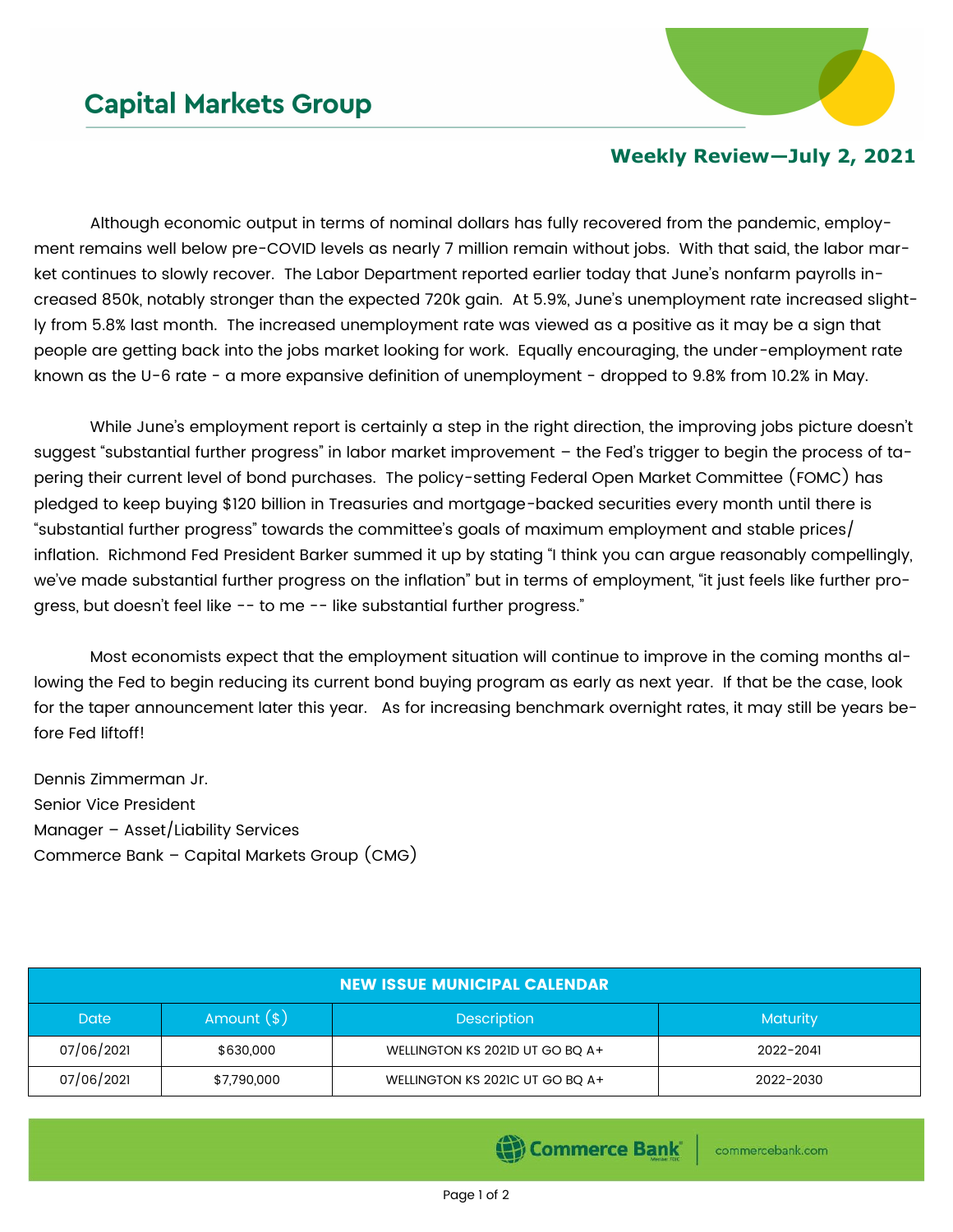# Capital Markets Group

## Weekly Review—July 2, 2021

Although economic output in terms of nominal dollars has fully recovered from the pandemic, employment remains well below pre-COVID levels as nearly 7 million remain without jobs. With that said, the labor market continues to slowly recover. The Labor Department reported earlier today that June's nonfarm payrolls increased 850k, notably stronger than the expected 720k gain. At 5.9%, June's unemployment rate increased slightly from 5.8% last month. The increased unemployment rate was viewed as a positive as it may be a sign that people are getting back into the jobs market looking for work. Equally encouraging, the under-employment rate known as the U-6 rate - a more expansive definition of unemployment - dropped to 9.8% from 10.2% in May.

While June's employment report is certainly a step in the right direction, the improving jobs picture doesn't suggest "substantial further progress" in labor market improvement – the Fed's trigger to begin the process of tapering their current level of bond purchases. The policy-setting Federal Open Market Committee (FOMC) has pledged to keep buying $120 billion in Treasuries and mortgage-backed securities every month until there is "substantial further progress" towards the committee's goals of maximum employment and stable prices/inflation. Richmond Fed President Barker summed it up by stating "I think you can argue reasonably compellingly, we've made substantial further progress on the inflation" but in terms of employment, "it just feels like further progress, but doesn't feel like -- to me -- like substantial further progress."

Most economists expect that the employment situation will continue to improve in the coming months allowing the Fed to begin reducing its current bond buying program as early as next year. If that be the case, look for the taper announcement later this year. As for increasing benchmark overnight rates, it may still be years before Fed liftoff!

Dennis Zimmerman Jr.
Senior Vice President
Manager – Asset/Liability Services
Commerce Bank – Capital Markets Group (CMG)

| NEW ISSUE MUNICIPAL CALENDAR | | | |
|---|---|---|---|
| Date | Amount ($) | Description | Maturity |
| 07/06/2021 | $630,000 | WELLINGTON KS 2021D UT GO BQ A+ | 2022-2041 |
| 07/06/2021 | $7,790,000 | WELLINGTON KS 2021C UT GO BQ A+ | 2022-2030 |

Commerce Bank | commercebank.com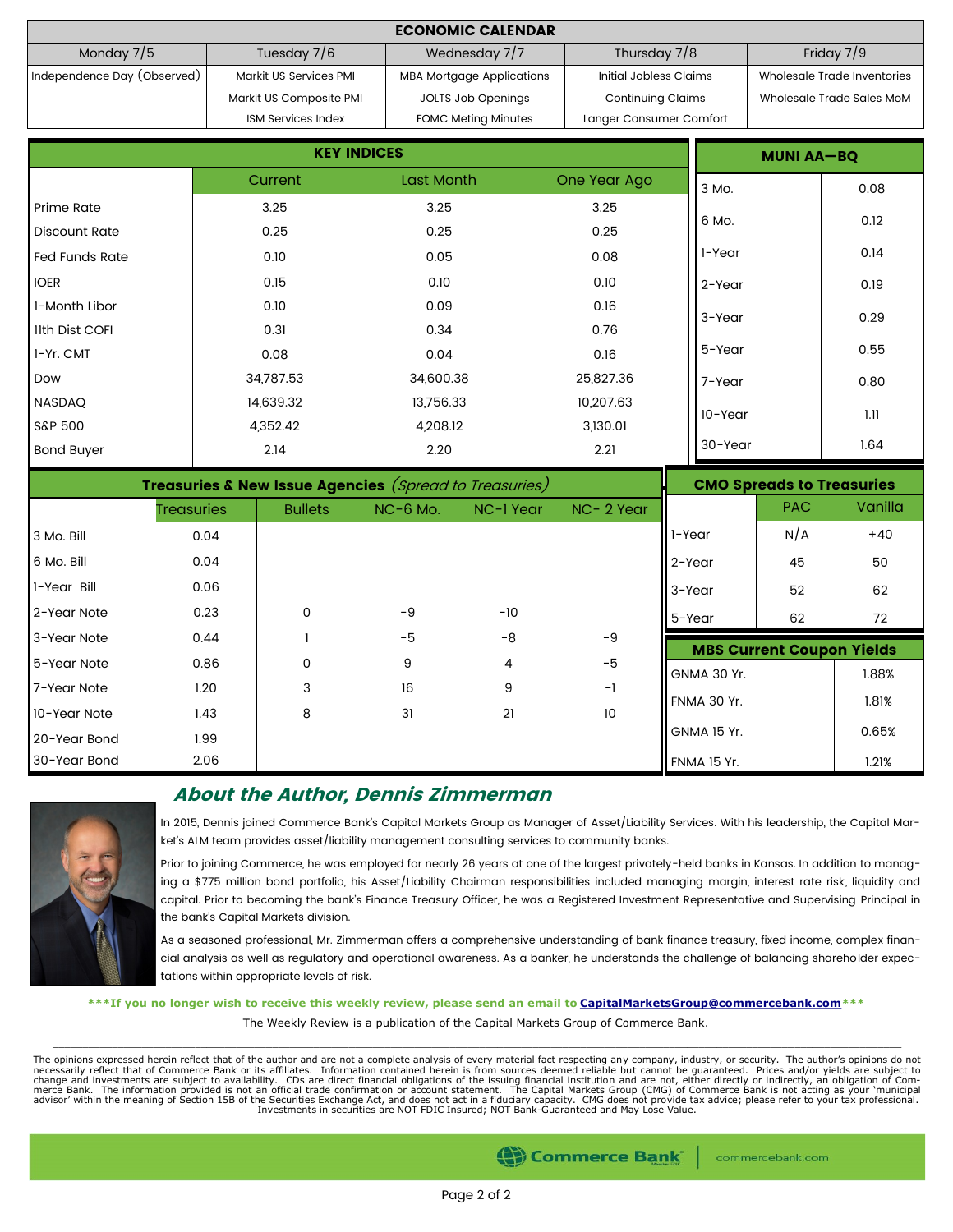## ECONOMIC CALENDAR

| Monday 7/5 | Tuesday 7/6 | Wednesday 7/7 | Thursday 7/8 | Friday 7/9 |
|---|---|---|---|---|
| Independence Day (Observed) | Markit US Services PMI | MBA Mortgage Applications | Initial Jobless Claims | Wholesale Trade Inventories |
| | Markit US Composite PMI | JOLTS Job Openings | Continuing Claims | Wholesale Trade Sales MoM |
| | ISM Services Index | FOMC Meting Minutes | Langer Consumer Comfort | |

## KEY INDICES

| | Current | Last Month | One Year Ago |
|---|---|---|---|
| Prime Rate | 3.25 | 3.25 | 3.25 |
| Discount Rate | 0.25 | 0.25 | 0.25 |
| Fed Funds Rate | 0.10 | 0.05 | 0.08 |
| IOER | 0.15 | 0.10 | 0.10 |
| 1-Month Libor | 0.10 | 0.09 | 0.16 |
| 11th Dist COFI | 0.31 | 0.34 | 0.76 |
| 1-Yr. CMT | 0.08 | 0.04 | 0.16 |
| Dow | 34,787.53 | 34,600.38 | 25,827.36 |
| NASDAQ | 14,639.32 | 13,756.33 | 10,207.63 |
| S&P 500 | 4,352.42 | 4,208.12 | 3,130.01 |
| Bond Buyer | 2.14 | 2.20 | 2.21 |

## MUNI AA—BQ

| | |
|---|---|
| 3 Mo. | 0.08 |
| 6 Mo. | 0.12 |
| 1-Year | 0.14 |
| 2-Year | 0.19 |
| 3-Year | 0.29 |
| 5-Year | 0.55 |
| 7-Year | 0.80 |
| 10-Year | 1.11 |
| 30-Year | 1.64 |

## Treasuries & New Issue Agencies *(Spread to Treasuries)*

| | Treasuries | Bullets | NC-6 Mo. | NC-1 Year | NC- 2 Year |
|---|---|---|---|---|---|
| 3 Mo. Bill | 0.04 | | | | |
| 6 Mo. Bill | 0.04 | | | | |
| 1-Year Bill | 0.06 | | | | |
| 2-Year Note | 0.23 | 0 | -9 | -10 | |
| 3-Year Note | 0.44 | 1 | -5 | -8 | -9 |
| 5-Year Note | 0.86 | 0 | 9 | 4 | -5 |
| 7-Year Note | 1.20 | 3 | 16 | 9 | -1 |
| 10-Year Note | 1.43 | 8 | 31 | 21 | 10 |
| 20-Year Bond | 1.99 | | | | |
| 30-Year Bond | 2.06 | | | | |

## CMO Spreads to Treasuries

| | PAC | Vanilla |
|---|---|---|
| 1-Year | N/A | +40 |
| 2-Year | 45 | 50 |
| 3-Year | 52 | 62 |
| 5-Year | 62 | 72 |

## MBS Current Coupon Yields

| | |
|---|---|
| GNMA 30 Yr. | 1.88% |
| FNMA 30 Yr. | 1.81% |
| GNMA 15 Yr. | 0.65% |
| FNMA 15 Yr. | 1.21% |

## *About the Author, Dennis Zimmerman*

In 2015, Dennis joined Commerce Bank's Capital Markets Group as Manager of Asset/Liability Services. With his leadership, the Capital Market's ALM team provides asset/liability management consulting services to community banks.

Prior to joining Commerce, he was employed for nearly 26 years at one of the largest privately-held banks in Kansas. In addition to managing a $775 million bond portfolio, his Asset/Liability Chairman responsibilities included managing margin, interest rate risk, liquidity and capital. Prior to becoming the bank's Finance Treasury Officer, he was a Registered Investment Representative and Supervising Principal in the bank's Capital Markets division.

As a seasoned professional, Mr. Zimmerman offers a comprehensive understanding of bank finance treasury, fixed income, complex financial analysis as well as regulatory and operational awareness. As a banker, he understands the challenge of balancing shareholder expectations within appropriate levels of risk.

**\*\*\*If you no longer wish to receive this weekly review, please send an email to CapitalMarketsGroup@commercebank.com\*\*\***

The Weekly Review is a publication of the Capital Markets Group of Commerce Bank.

The opinions expressed herein reflect that of the author and are not a complete analysis of every material fact respecting any company, industry, or security. The author's opinions do not necessarily reflect that of Commerce Bank or its affiliates. Information contained herein is from sources deemed reliable but cannot be guaranteed. Prices and/or yields are subject to change and investments are subject to availability. CDs are direct financial obligations of the issuing financial institution and are not, either directly or indirectly, an obligation of Commerce Bank. The information provided is not an official trade confirmation or account statement. The Capital Markets Group (CMG) of Commerce Bank is not acting as your 'municipal advisor' within the meaning of Section 15B of the Securities Exchange Act, and does not act in a fiduciary capacity. CMG does not provide tax advice; please refer to your tax professional. Investments in securities are NOT FDIC Insured; NOT Bank-Guaranteed and May Lose Value.

Commerce Bank | commercebank.com